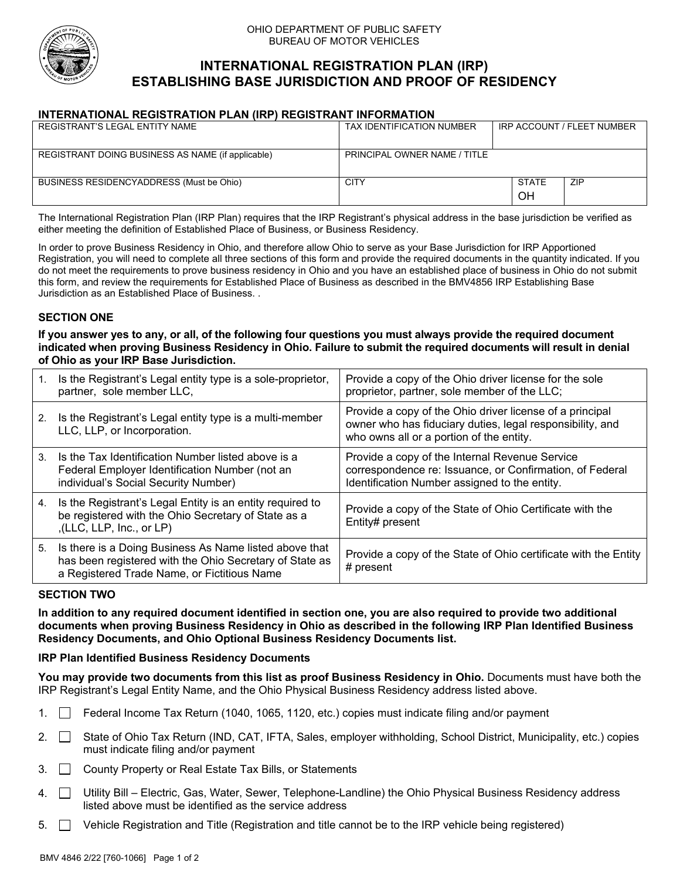OHIO DEPARTMENT OF PUBLIC SAFETY
BUREAU OF MOTOR VEHICLES

# INTERNATIONAL REGISTRATION PLAN (IRP) ESTABLISHING BASE JURISDICTION AND PROOF OF RESIDENCY

## INTERNATIONAL REGISTRATION PLAN (IRP) REGISTRANT INFORMATION

| | | | |
|---|---|---|---|
| REGISTRANT'S LEGAL ENTITY NAME | TAX IDENTIFICATION NUMBER | IRP ACCOUNT / FLEET NUMBER | |
| REGISTRANT DOING BUSINESS AS NAME (if applicable) | PRINCIPAL OWNER NAME / TITLE | | |
| BUSINESS RESIDENCYADDRESS (Must be Ohio) | CITY | STATE OH | ZIP |

The International Registration Plan (IRP Plan) requires that the IRP Registrant's physical address in the base jurisdiction be verified as either meeting the definition of Established Place of Business, or Business Residency.

In order to prove Business Residency in Ohio, and therefore allow Ohio to serve as your Base Jurisdiction for IRP Apportioned Registration, you will need to complete all three sections of this form and provide the required documents in the quantity indicated. If you do not meet the requirements to prove business residency in Ohio and you have an established place of business in Ohio do not submit this form, and review the requirements for Established Place of Business as described in the BMV4856 IRP Establishing Base Jurisdiction as an Established Place of Business. .

### SECTION ONE

**If you answer yes to any, or all, of the following four questions you must always provide the required document indicated when proving Business Residency in Ohio. Failure to submit the required documents will result in denial of Ohio as your IRP Base Jurisdiction.**

| | |
|---|---|
| 1. Is the Registrant's Legal entity type is a sole-proprietor, partner, sole member LLC, | Provide a copy of the Ohio driver license for the sole proprietor, partner, sole member of the LLC; |
| 2. Is the Registrant's Legal entity type is a multi-member LLC, LLP, or Incorporation. | Provide a copy of the Ohio driver license of a principal owner who has fiduciary duties, legal responsibility, and who owns all or a portion of the entity. |
| 3. Is the Tax Identification Number listed above is a Federal Employer Identification Number (not an individual's Social Security Number) | Provide a copy of the Internal Revenue Service correspondence re: Issuance, or Confirmation, of Federal Identification Number assigned to the entity. |
| 4. Is the Registrant's Legal Entity is an entity required to be registered with the Ohio Secretary of State as a ,(LLC, LLP, Inc., or LP) | Provide a copy of the State of Ohio Certificate with the Entity# present |
| 5. Is there is a Doing Business As Name listed above that has been registered with the Ohio Secretary of State as a Registered Trade Name, or Fictitious Name | Provide a copy of the State of Ohio certificate with the Entity # present |

### SECTION TWO

**In addition to any required document identified in section one, you are also required to provide two additional documents when proving Business Residency in Ohio as described in the following IRP Plan Identified Business Residency Documents, and Ohio Optional Business Residency Documents list.**

**IRP Plan Identified Business Residency Documents**

**You may provide two documents from this list as proof Business Residency in Ohio.** Documents must have both the IRP Registrant's Legal Entity Name, and the Ohio Physical Business Residency address listed above.

1. ☐ Federal Income Tax Return (1040, 1065, 1120, etc.) copies must indicate filing and/or payment
2. ☐ State of Ohio Tax Return (IND, CAT, IFTA, Sales, employer withholding, School District, Municipality, etc.) copies must indicate filing and/or payment
3. ☐ County Property or Real Estate Tax Bills, or Statements
4. ☐ Utility Bill – Electric, Gas, Water, Sewer, Telephone-Landline) the Ohio Physical Business Residency address listed above must be identified as the service address
5. ☐ Vehicle Registration and Title (Registration and title cannot be to the IRP vehicle being registered)

BMV 4846 2/22 [760-1066]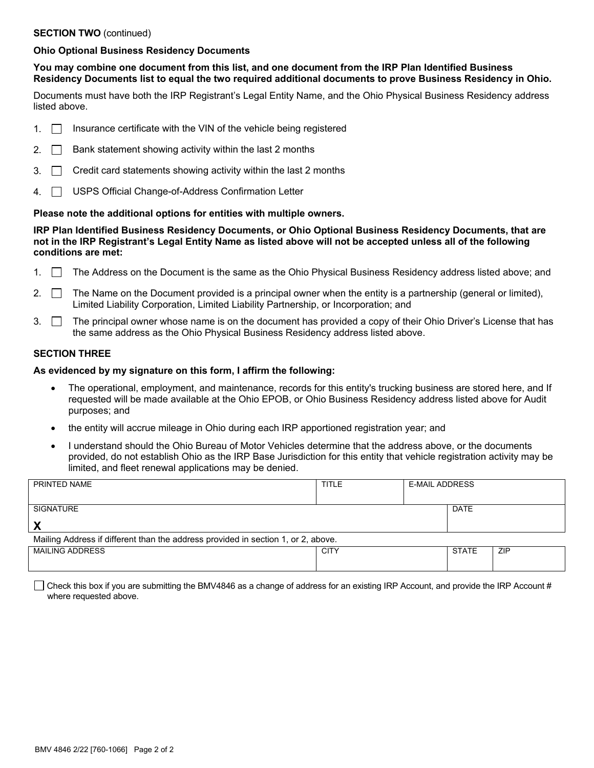**SECTION TWO** (continued)

**Ohio Optional Business Residency Documents**

**You may combine one document from this list, and one document from the IRP Plan Identified Business Residency Documents list to equal the two required additional documents to prove Business Residency in Ohio.**

Documents must have both the IRP Registrant's Legal Entity Name, and the Ohio Physical Business Residency address listed above.

1. ☐ Insurance certificate with the VIN of the vehicle being registered
2. ☐ Bank statement showing activity within the last 2 months
3. ☐ Credit card statements showing activity within the last 2 months
4. ☐ USPS Official Change-of-Address Confirmation Letter

**Please note the additional options for entities with multiple owners.**

**IRP Plan Identified Business Residency Documents, or Ohio Optional Business Residency Documents, that are not in the IRP Registrant's Legal Entity Name as listed above will not be accepted unless all of the following conditions are met:**

1. ☐ The Address on the Document is the same as the Ohio Physical Business Residency address listed above; and
2. ☐ The Name on the Document provided is a principal owner when the entity is a partnership (general or limited), Limited Liability Corporation, Limited Liability Partnership, or Incorporation; and
3. ☐ The principal owner whose name is on the document has provided a copy of their Ohio Driver's License that has the same address as the Ohio Physical Business Residency address listed above.

**SECTION THREE**

**As evidenced by my signature on this form, I affirm the following:**

- The operational, employment, and maintenance, records for this entity's trucking business are stored here, and If requested will be made available at the Ohio EPOB, or Ohio Business Residency address listed above for Audit purposes; and
- the entity will accrue mileage in Ohio during each IRP apportioned registration year; and
- I understand should the Ohio Bureau of Motor Vehicles determine that the address above, or the documents provided, do not establish Ohio as the IRP Base Jurisdiction for this entity that vehicle registration activity may be limited, and fleet renewal applications may be denied.

| PRINTED NAME | TITLE | E-MAIL ADDRESS |
|---|---|---|
| | | |

| SIGNATURE | DATE |
|---|---|
| **X** | |

Mailing Address if different than the address provided in section 1, or 2, above.

| MAILING ADDRESS | CITY | STATE | ZIP |
|---|---|---|---|
| | | | |

☐ Check this box if you are submitting the BMV4846 as a change of address for an existing IRP Account, and provide the IRP Account # where requested above.

BMV 4846 2/22 [760-1066]